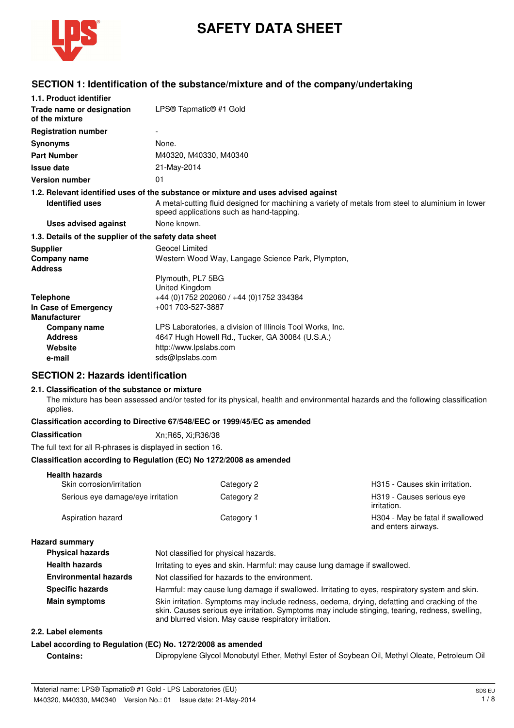# SAFETY DATA SHEET

## SECTION 1: Identification of the substance/mixture and of the company/undertaking

**1.1. Product identifier**

| | |
|---|---|
| **Trade name or designation of the mixture** | LPS® Tapmatic® #1 Gold |
| **Registration number** | - |
| **Synonyms** | None. |
| **Part Number** | M40320, M40330, M40340 |
| **Issue date** | 21-May-2014 |
| **Version number** | 01 |

**1.2. Relevant identified uses of the substance or mixture and uses advised against**

| | |
|---|---|
| **Identified uses** | A metal-cutting fluid designed for machining a variety of metals from steel to aluminium in lower speed applications such as hand-tapping. |
| **Uses advised against** | None known. |

**1.3. Details of the supplier of the safety data sheet**

| | |
|---|---|
| **Supplier** | Geocel Limited |
| **Company name** | Western Wood Way, Langage Science Park, Plympton, |
| **Address** | Plymouth, PL7 5BG<br>United Kingdom |
| **Telephone** | +44 (0)1752 202060 / +44 (0)1752 334384 |
| **In Case of Emergency** | +001 703-527-3887 |
| **Manufacturer** | |
| **Company name** | LPS Laboratories, a division of Illinois Tool Works, Inc. |
| **Address** | 4647 Hugh Howell Rd., Tucker, GA 30084 (U.S.A.) |
| **Website** | http://www.lpslabs.com |
| **e-mail** | sds@lpslabs.com |

## SECTION 2: Hazards identification

**2.1. Classification of the substance or mixture**

The mixture has been assessed and/or tested for its physical, health and environmental hazards and the following classification applies.

**Classification according to Directive 67/548/EEC or 1999/45/EC as amended**

**Classification** Xn;R65, Xi;R36/38

The full text for all R-phrases is displayed in section 16.

**Classification according to Regulation (EC) No 1272/2008 as amended**

**Health hazards**

| | | |
|---|---|---|
| Skin corrosion/irritation | Category 2 | H315 - Causes skin irritation. |
| Serious eye damage/eye irritation | Category 2 | H319 - Causes serious eye irritation. |
| Aspiration hazard | Category 1 | H304 - May be fatal if swallowed and enters airways. |

**Hazard summary**

| | |
|---|---|
| **Physical hazards** | Not classified for physical hazards. |
| **Health hazards** | Irritating to eyes and skin. Harmful: may cause lung damage if swallowed. |
| **Environmental hazards** | Not classified for hazards to the environment. |
| **Specific hazards** | Harmful: may cause lung damage if swallowed. Irritating to eyes, respiratory system and skin. |
| **Main symptoms** | Skin irritation. Symptoms may include redness, oedema, drying, defatting and cracking of the skin. Causes serious eye irritation. Symptoms may include stinging, tearing, redness, swelling, and blurred vision. May cause respiratory irritation. |

**2.2. Label elements**

**Label according to Regulation (EC) No. 1272/2008 as amended**

**Contains:** Dipropylene Glycol Monobutyl Ether, Methyl Ester of Soybean Oil, Methyl Oleate, Petroleum Oil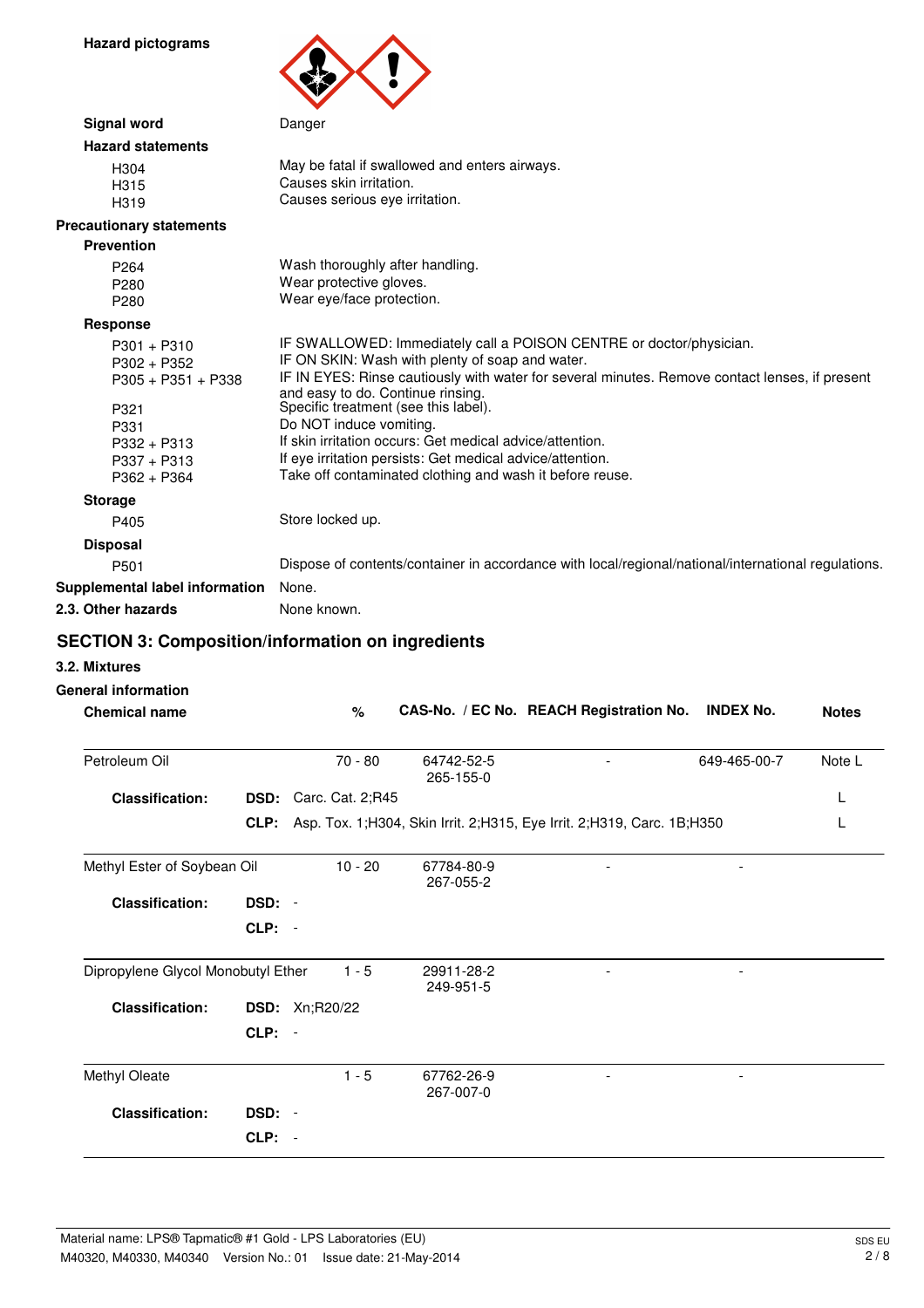**Hazard pictograms**

**Signal word** Danger

**Hazard statements**

| | |
|---|---|
| H304 | May be fatal if swallowed and enters airways. |
| H315 | Causes skin irritation. |
| H319 | Causes serious eye irritation. |

**Precautionary statements**

**Prevention**

| | |
|---|---|
| P264 | Wash thoroughly after handling. |
| P280 | Wear protective gloves. |
| P280 | Wear eye/face protection. |

**Response**

| | |
|---|---|
| P301 + P310 | IF SWALLOWED: Immediately call a POISON CENTRE or doctor/physician. |
| P302 + P352 | IF ON SKIN: Wash with plenty of soap and water. |
| P305 + P351 + P338 | IF IN EYES: Rinse cautiously with water for several minutes. Remove contact lenses, if present and easy to do. Continue rinsing. |
| P321 | Specific treatment (see this label). |
| P331 | Do NOT induce vomiting. |
| P332 + P313 | If skin irritation occurs: Get medical advice/attention. |
| P337 + P313 | If eye irritation persists: Get medical advice/attention. |
| P362 + P364 | Take off contaminated clothing and wash it before reuse. |

**Storage**

| | |
|---|---|
| P405 | Store locked up. |

**Disposal**

| | |
|---|---|
| P501 | Dispose of contents/container in accordance with local/regional/national/international regulations. |

**Supplemental label information** None.

**2.3. Other hazards** None known.

## SECTION 3: Composition/information on ingredients

### 3.2. Mixtures

**General information**

| Chemical name | | % | CAS-No. / EC No. | REACH Registration No. | INDEX No. | Notes |
|---|---|---|---|---|---|---|
| Petroleum Oil | | 70 - 80 | 64742-52-5<br>265-155-0 | - | 649-465-00-7 | Note L |
| **Classification:** | **DSD:** | Carc. Cat. 2;R45 | | | | L |
| | **CLP:** | Asp. Tox. 1;H304, Skin Irrit. 2;H315, Eye Irrit. 2;H319, Carc. 1B;H350 | | | | L |
| Methyl Ester of Soybean Oil | | 10 - 20 | 67784-80-9<br>267-055-2 | - | - | |
| **Classification:** | **DSD:** | - | | | | |
| | **CLP:** | - | | | | |
| Dipropylene Glycol Monobutyl Ether | | 1 - 5 | 29911-28-2<br>249-951-5 | - | - | |
| **Classification:** | **DSD:** | Xn;R20/22 | | | | |
| | **CLP:** | - | | | | |
| Methyl Oleate | | 1 - 5 | 67762-26-9<br>267-007-0 | - | - | |
| **Classification:** | **DSD:** | - | | | | |
| | **CLP:** | - | | | | |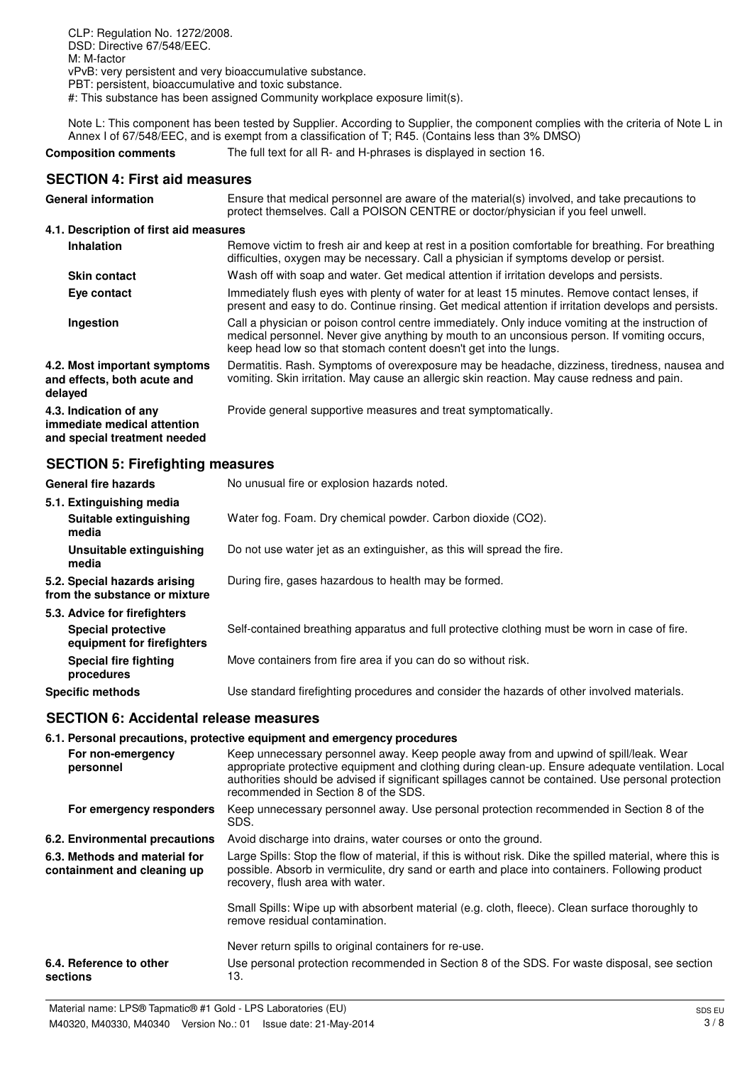CLP: Regulation No. 1272/2008.
DSD: Directive 67/548/EEC.
M: M-factor
vPvB: very persistent and very bioaccumulative substance.
PBT: persistent, bioaccumulative and toxic substance.
#: This substance has been assigned Community workplace exposure limit(s).

Note L: This component has been tested by Supplier. According to Supplier, the component complies with the criteria of Note L in Annex I of 67/548/EEC, and is exempt from a classification of T; R45. (Contains less than 3% DMSO)

**Composition comments** The full text for all R- and H-phrases is displayed in section 16.

## SECTION 4: First aid measures

| | |
|---|---|
| **General information** | Ensure that medical personnel are aware of the material(s) involved, and take precautions to protect themselves. Call a POISON CENTRE or doctor/physician if you feel unwell. |
| **4.1. Description of first aid measures** | |
| **Inhalation** | Remove victim to fresh air and keep at rest in a position comfortable for breathing. For breathing difficulties, oxygen may be necessary. Call a physician if symptoms develop or persist. |
| **Skin contact** | Wash off with soap and water. Get medical attention if irritation develops and persists. |
| **Eye contact** | Immediately flush eyes with plenty of water for at least 15 minutes. Remove contact lenses, if present and easy to do. Continue rinsing. Get medical attention if irritation develops and persists. |
| **Ingestion** | Call a physician or poison control centre immediately. Only induce vomiting at the instruction of medical personnel. Never give anything by mouth to an unconsious person. If vomiting occurs, keep head low so that stomach content doesn't get into the lungs. |
| **4.2. Most important symptoms and effects, both acute and delayed** | Dermatitis. Rash. Symptoms of overexposure may be headache, dizziness, tiredness, nausea and vomiting. Skin irritation. May cause an allergic skin reaction. May cause redness and pain. |
| **4.3. Indication of any immediate medical attention and special treatment needed** | Provide general supportive measures and treat symptomatically. |

## SECTION 5: Firefighting measures

| | |
|---|---|
| **General fire hazards** | No unusual fire or explosion hazards noted. |
| **5.1. Extinguishing media** | |
| **Suitable extinguishing media** | Water fog. Foam. Dry chemical powder. Carbon dioxide ($CO_2$). |
| **Unsuitable extinguishing media** | Do not use water jet as an extinguisher, as this will spread the fire. |
| **5.2. Special hazards arising from the substance or mixture** | During fire, gases hazardous to health may be formed. |
| **5.3. Advice for firefighters** | |
| **Special protective equipment for firefighters** | Self-contained breathing apparatus and full protective clothing must be worn in case of fire. |
| **Special fire fighting procedures** | Move containers from fire area if you can do so without risk. |
| **Specific methods** | Use standard firefighting procedures and consider the hazards of other involved materials. |

## SECTION 6: Accidental release measures

| | |
|---|---|
| **6.1. Personal precautions, protective equipment and emergency procedures** | |
| **For non-emergency personnel** | Keep unnecessary personnel away. Keep people away from and upwind of spill/leak. Wear appropriate protective equipment and clothing during clean-up. Ensure adequate ventilation. Local authorities should be advised if significant spillages cannot be contained. Use personal protection recommended in Section 8 of the SDS. |
| **For emergency responders** | Keep unnecessary personnel away. Use personal protection recommended in Section 8 of the SDS. |
| **6.2. Environmental precautions** | Avoid discharge into drains, water courses or onto the ground. |
| **6.3. Methods and material for containment and cleaning up** | Large Spills: Stop the flow of material, if this is without risk. Dike the spilled material, where this is possible. Absorb in vermiculite, dry sand or earth and place into containers. Following product recovery, flush area with water.<br><br>Small Spills: Wipe up with absorbent material (e.g. cloth, fleece). Clean surface thoroughly to remove residual contamination.<br><br>Never return spills to original containers for re-use. |
| **6.4. Reference to other sections** | Use personal protection recommended in Section 8 of the SDS. For waste disposal, see section 13. |

Material name: LPS® Tapmatic® #1 Gold - LPS Laboratories (EU)
M40320, M40330, M40340 Version No.: 01 Issue date: 21-May-2014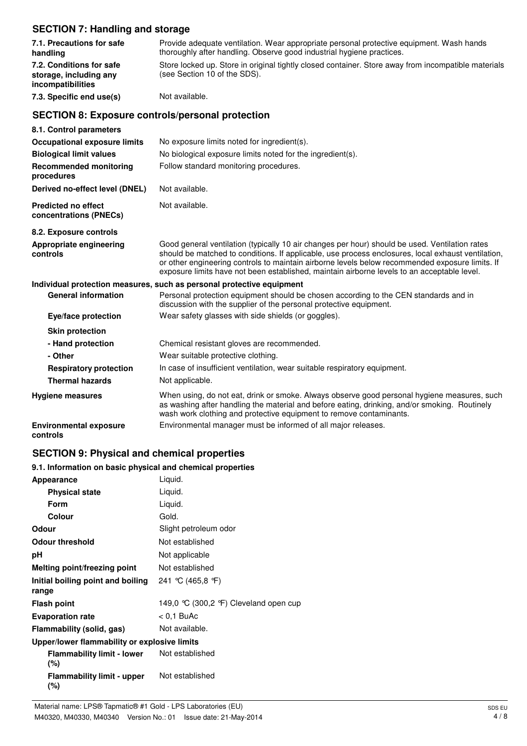## SECTION 7: Handling and storage

| | |
|---|---|
| **7.1. Precautions for safe handling** | Provide adequate ventilation. Wear appropriate personal protective equipment. Wash hands thoroughly after handling. Observe good industrial hygiene practices. |
| **7.2. Conditions for safe storage, including any incompatibilities** | Store locked up. Store in original tightly closed container. Store away from incompatible materials (see Section 10 of the SDS). |
| **7.3. Specific end use(s)** | Not available. |

## SECTION 8: Exposure controls/personal protection

**8.1. Control parameters**

| | |
|---|---|
| **Occupational exposure limits** | No exposure limits noted for ingredient(s). |
| **Biological limit values** | No biological exposure limits noted for the ingredient(s). |
| **Recommended monitoring procedures** | Follow standard monitoring procedures. |
| **Derived no-effect level (DNEL)** | Not available. |
| **Predicted no effect concentrations (PNECs)** | Not available. |

**8.2. Exposure controls**

| | |
|---|---|
| **Appropriate engineering controls** | Good general ventilation (typically 10 air changes per hour) should be used. Ventilation rates should be matched to conditions. If applicable, use process enclosures, local exhaust ventilation, or other engineering controls to maintain airborne levels below recommended exposure limits. If exposure limits have not been established, maintain airborne levels to an acceptable level. |

**Individual protection measures, such as personal protective equipment**

| | |
|---|---|
| **General information** | Personal protection equipment should be chosen according to the CEN standards and in discussion with the supplier of the personal protective equipment. |
| **Eye/face protection** | Wear safety glasses with side shields (or goggles). |
| **Skin protection** | |
| **- Hand protection** | Chemical resistant gloves are recommended. |
| **- Other** | Wear suitable protective clothing. |
| **Respiratory protection** | In case of insufficient ventilation, wear suitable respiratory equipment. |
| **Thermal hazards** | Not applicable. |
| **Hygiene measures** | When using, do not eat, drink or smoke. Always observe good personal hygiene measures, such as washing after handling the material and before eating, drinking, and/or smoking. Routinely wash work clothing and protective equipment to remove contaminants. |
| **Environmental exposure controls** | Environmental manager must be informed of all major releases. |

## SECTION 9: Physical and chemical properties

**9.1. Information on basic physical and chemical properties**

| | |
|---|---|
| **Appearance** | Liquid. |
| **Physical state** | Liquid. |
| **Form** | Liquid. |
| **Colour** | Gold. |
| **Odour** | Slight petroleum odor |
| **Odour threshold** | Not established |
| **pH** | Not applicable |
| **Melting point/freezing point** | Not established |
| **Initial boiling point and boiling range** | 241 °C (465,8 °F) |
| **Flash point** | 149,0 °C (300,2 °F) Cleveland open cup |
| **Evaporation rate** | < 0,1 BuAc |
| **Flammability (solid, gas)** | Not available. |
| **Upper/lower flammability or explosive limits** | |
| **Flammability limit - lower (%)** | Not established |
| **Flammability limit - upper (%)** | Not established |

Material name: LPS® Tapmatic® #1 Gold - LPS Laboratories (EU)
M40320, M40330, M40340 Version No.: 01 Issue date: 21-May-2014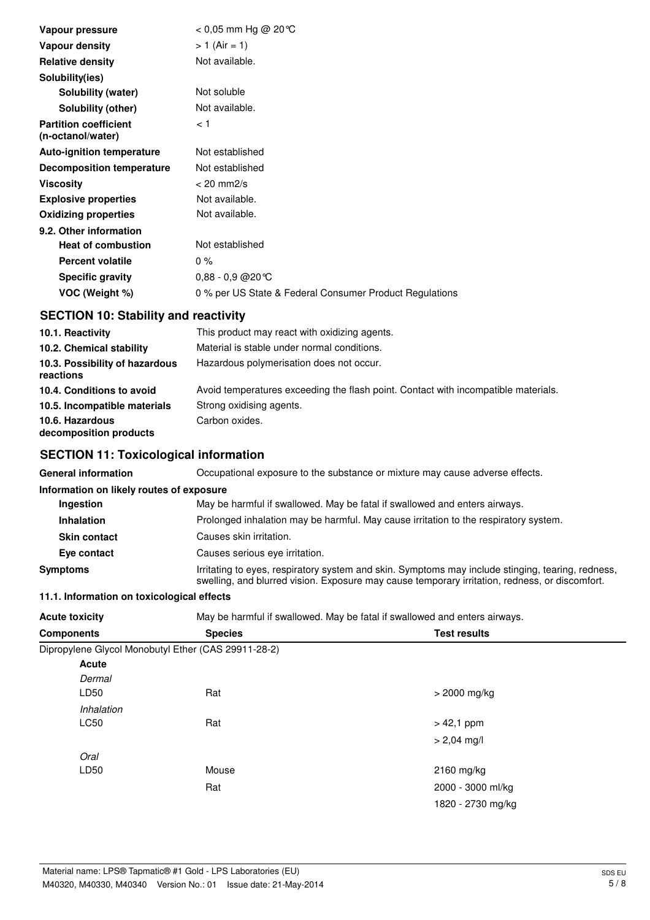| | |
|---|---|
| **Vapour pressure** | < 0,05 mm Hg @ 20°C |
| **Vapour density** | > 1 (Air = 1) |
| **Relative density** | Not available. |
| **Solubility(ies)** | |
| **Solubility (water)** | Not soluble |
| **Solubility (other)** | Not available. |
| **Partition coefficient (n-octanol/water)** | < 1 |
| **Auto-ignition temperature** | Not established |
| **Decomposition temperature** | Not established |
| **Viscosity** | < 20 mm2/s |
| **Explosive properties** | Not available. |
| **Oxidizing properties** | Not available. |
| **9.2. Other information** | |
| **Heat of combustion** | Not established |
| **Percent volatile** | 0 % |
| **Specific gravity** | 0,88 - 0,9 @20°C |
| **VOC (Weight %)** | 0 % per US State & Federal Consumer Product Regulations |

## SECTION 10: Stability and reactivity

| | |
|---|---|
| **10.1. Reactivity** | This product may react with oxidizing agents. |
| **10.2. Chemical stability** | Material is stable under normal conditions. |
| **10.3. Possibility of hazardous reactions** | Hazardous polymerisation does not occur. |
| **10.4. Conditions to avoid** | Avoid temperatures exceeding the flash point. Contact with incompatible materials. |
| **10.5. Incompatible materials** | Strong oxidising agents. |
| **10.6. Hazardous decomposition products** | Carbon oxides. |

## SECTION 11: Toxicological information

| | |
|---|---|
| **General information** | Occupational exposure to the substance or mixture may cause adverse effects. |
| **Information on likely routes of exposure** | |
| **Ingestion** | May be harmful if swallowed. May be fatal if swallowed and enters airways. |
| **Inhalation** | Prolonged inhalation may be harmful. May cause irritation to the respiratory system. |
| **Skin contact** | Causes skin irritation. |
| **Eye contact** | Causes serious eye irritation. |
| **Symptoms** | Irritating to eyes, respiratory system and skin. Symptoms may include stinging, tearing, redness, swelling, and blurred vision. Exposure may cause temporary irritation, redness, or discomfort. |

**11.1. Information on toxicological effects**

**Acute toxicity** May be harmful if swallowed. May be fatal if swallowed and enters airways.

| Components | Species | Test results |
|---|---|---|
| Dipropylene Glycol Monobutyl Ether (CAS 29911-28-2) | | |
| **Acute** | | |
| *Dermal* | | |
| LD50 | Rat | > 2000 mg/kg |
| *Inhalation* | | |
| LC50 | Rat | > 42,1 ppm |
| | | > 2,04 mg/l |
| *Oral* | | |
| LD50 | Mouse | 2160 mg/kg |
| | Rat | 2000 - 3000 ml/kg |
| | | 1820 - 2730 mg/kg |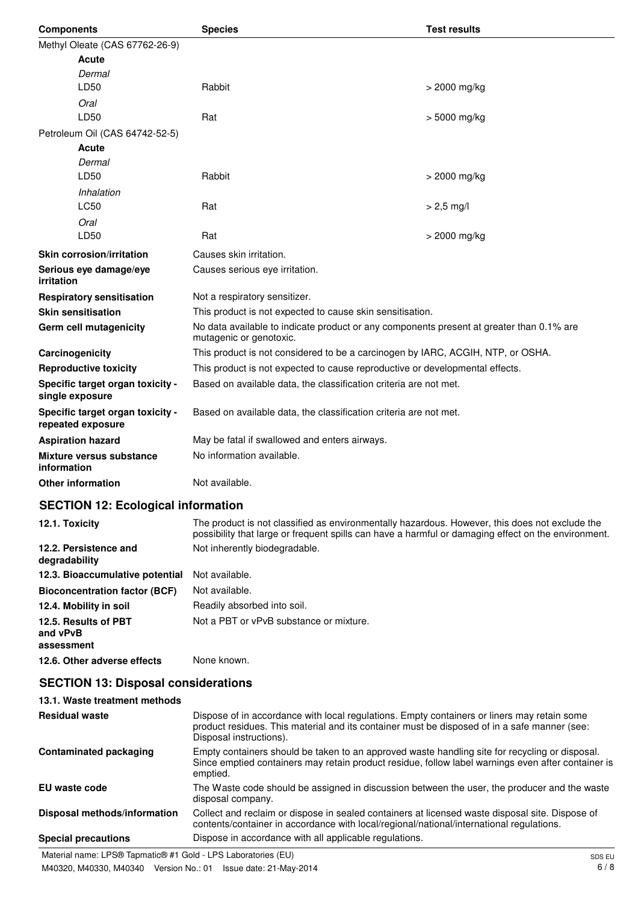| Components | Species | Test results |
| --- | --- | --- |
| Methyl Oleate (CAS 67762-26-9) | | |
| **Acute** | | |
| *Dermal* | | |
| LD50 | Rabbit | > 2000 mg/kg |
| *Oral* | | |
| LD50 | Rat | > 5000 mg/kg |
| Petroleum Oil (CAS 64742-52-5) | | |
| **Acute** | | |
| *Dermal* | | |
| LD50 | Rabbit | > 2000 mg/kg |
| *Inhalation* | | |
| LC50 | Rat | > 2,5 mg/l |
| *Oral* | | |
| LD50 | Rat | > 2000 mg/kg |

**Skin corrosion/irritation** Causes skin irritation.

**Serious eye damage/eye irritation** Causes serious eye irritation.

**Respiratory sensitisation** Not a respiratory sensitizer.

**Skin sensitisation** This product is not expected to cause skin sensitisation.

**Germ cell mutagenicity** No data available to indicate product or any components present at greater than 0.1% are mutagenic or genotoxic.

**Carcinogenicity** This product is not considered to be a carcinogen by IARC, ACGIH, NTP, or OSHA.

**Reproductive toxicity** This product is not expected to cause reproductive or developmental effects.

**Specific target organ toxicity - single exposure** Based on available data, the classification criteria are not met.

**Specific target organ toxicity - repeated exposure** Based on available data, the classification criteria are not met.

**Aspiration hazard** May be fatal if swallowed and enters airways.

**Mixture versus substance information** No information available.

**Other information** Not available.

## SECTION 12: Ecological information

**12.1. Toxicity** The product is not classified as environmentally hazardous. However, this does not exclude the possibility that large or frequent spills can have a harmful or damaging effect on the environment.

**12.2. Persistence and degradability** Not inherently biodegradable.

**12.3. Bioaccumulative potential** Not available.

**Bioconcentration factor (BCF)** Not available.

**12.4. Mobility in soil** Readily absorbed into soil.

**12.5. Results of PBT and vPvB assessment** Not a PBT or vPvB substance or mixture.

**12.6. Other adverse effects** None known.

## SECTION 13: Disposal considerations

**13.1. Waste treatment methods**

**Residual waste** Dispose of in accordance with local regulations. Empty containers or liners may retain some product residues. This material and its container must be disposed of in a safe manner (see: Disposal instructions).

**Contaminated packaging** Empty containers should be taken to an approved waste handling site for recycling or disposal. Since emptied containers may retain product residue, follow label warnings even after container is emptied.

**EU waste code** The Waste code should be assigned in discussion between the user, the producer and the waste disposal company.

**Disposal methods/information** Collect and reclaim or dispose in sealed containers at licensed waste disposal site. Dispose of contents/container in accordance with local/regional/national/international regulations.

**Special precautions** Dispose in accordance with all applicable regulations.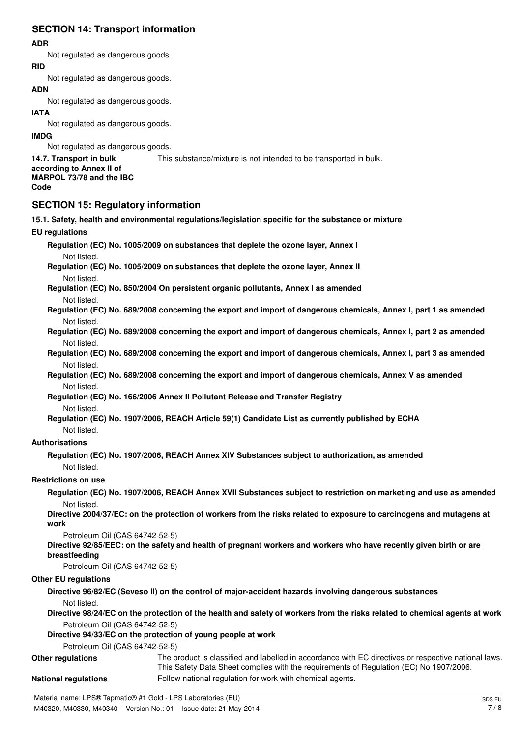## SECTION 14: Transport information

**ADR**

Not regulated as dangerous goods.

**RID**

Not regulated as dangerous goods.

**ADN**

Not regulated as dangerous goods.

**IATA**

Not regulated as dangerous goods.

**IMDG**

Not regulated as dangerous goods.

**14.7. Transport in bulk according to Annex II of MARPOL 73/78 and the IBC Code** This substance/mixture is not intended to be transported in bulk.

## SECTION 15: Regulatory information

**15.1. Safety, health and environmental regulations/legislation specific for the substance or mixture**

**EU regulations**

**Regulation (EC) No. 1005/2009 on substances that deplete the ozone layer, Annex I**

Not listed.

**Regulation (EC) No. 1005/2009 on substances that deplete the ozone layer, Annex II**

Not listed.

**Regulation (EC) No. 850/2004 On persistent organic pollutants, Annex I as amended**

Not listed.

**Regulation (EC) No. 689/2008 concerning the export and import of dangerous chemicals, Annex I, part 1 as amended**

Not listed.

**Regulation (EC) No. 689/2008 concerning the export and import of dangerous chemicals, Annex I, part 2 as amended**

Not listed.

**Regulation (EC) No. 689/2008 concerning the export and import of dangerous chemicals, Annex I, part 3 as amended**

Not listed.

**Regulation (EC) No. 689/2008 concerning the export and import of dangerous chemicals, Annex V as amended**

Not listed.

**Regulation (EC) No. 166/2006 Annex II Pollutant Release and Transfer Registry**

Not listed.

**Regulation (EC) No. 1907/2006, REACH Article 59(1) Candidate List as currently published by ECHA**

Not listed.

**Authorisations**

**Regulation (EC) No. 1907/2006, REACH Annex XIV Substances subject to authorization, as amended**

Not listed.

**Restrictions on use**

**Regulation (EC) No. 1907/2006, REACH Annex XVII Substances subject to restriction on marketing and use as amended**

Not listed.

**Directive 2004/37/EC: on the protection of workers from the risks related to exposure to carcinogens and mutagens at work**

Petroleum Oil (CAS 64742-52-5)

**Directive 92/85/EEC: on the safety and health of pregnant workers and workers who have recently given birth or are breastfeeding**

Petroleum Oil (CAS 64742-52-5)

**Other EU regulations**

**Directive 96/82/EC (Seveso II) on the control of major-accident hazards involving dangerous substances**

Not listed.

**Directive 98/24/EC on the protection of the health and safety of workers from the risks related to chemical agents at work**

Petroleum Oil (CAS 64742-52-5)

**Directive 94/33/EC on the protection of young people at work**

Petroleum Oil (CAS 64742-52-5)

**Other regulations** The product is classified and labelled in accordance with EC directives or respective national laws. This Safety Data Sheet complies with the requirements of Regulation (EC) No 1907/2006.

**National regulations** Follow national regulation for work with chemical agents.

Material name: LPS® Tapmatic® #1 Gold - LPS Laboratories (EU)

M40320, M40330, M40340 Version No.: 01 Issue date: 21-May-2014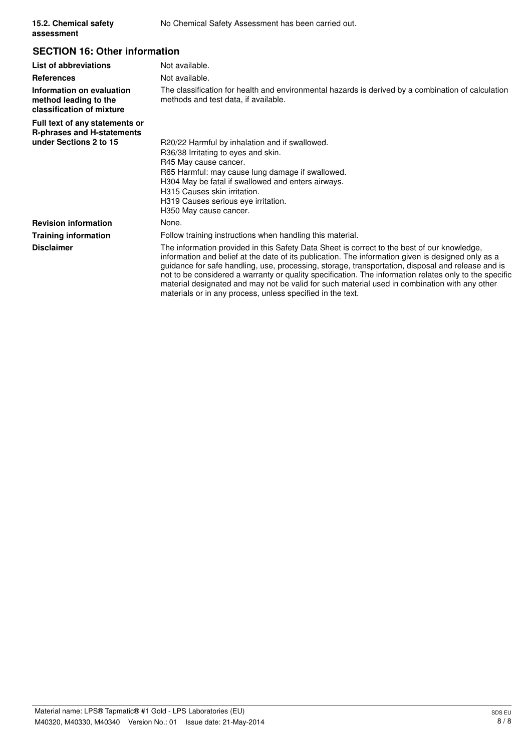**15.2. Chemical safety assessment**

No Chemical Safety Assessment has been carried out.

## SECTION 16: Other information

**List of abbreviations**

Not available.

**References**

Not available.

**Information on evaluation method leading to the classification of mixture**

The classification for health and environmental hazards is derived by a combination of calculation methods and test data, if available.

**Full text of any statements or R-phrases and H-statements under Sections 2 to 15**

R20/22 Harmful by inhalation and if swallowed.
R36/38 Irritating to eyes and skin.
R45 May cause cancer.
R65 Harmful: may cause lung damage if swallowed.
H304 May be fatal if swallowed and enters airways.
H315 Causes skin irritation.
H319 Causes serious eye irritation.
H350 May cause cancer.

**Revision information**

None.

**Training information**

Follow training instructions when handling this material.

**Disclaimer**

The information provided in this Safety Data Sheet is correct to the best of our knowledge, information and belief at the date of its publication. The information given is designed only as a guidance for safe handling, use, processing, storage, transportation, disposal and release and is not to be considered a warranty or quality specification. The information relates only to the specific material designated and may not be valid for such material used in combination with any other materials or in any process, unless specified in the text.